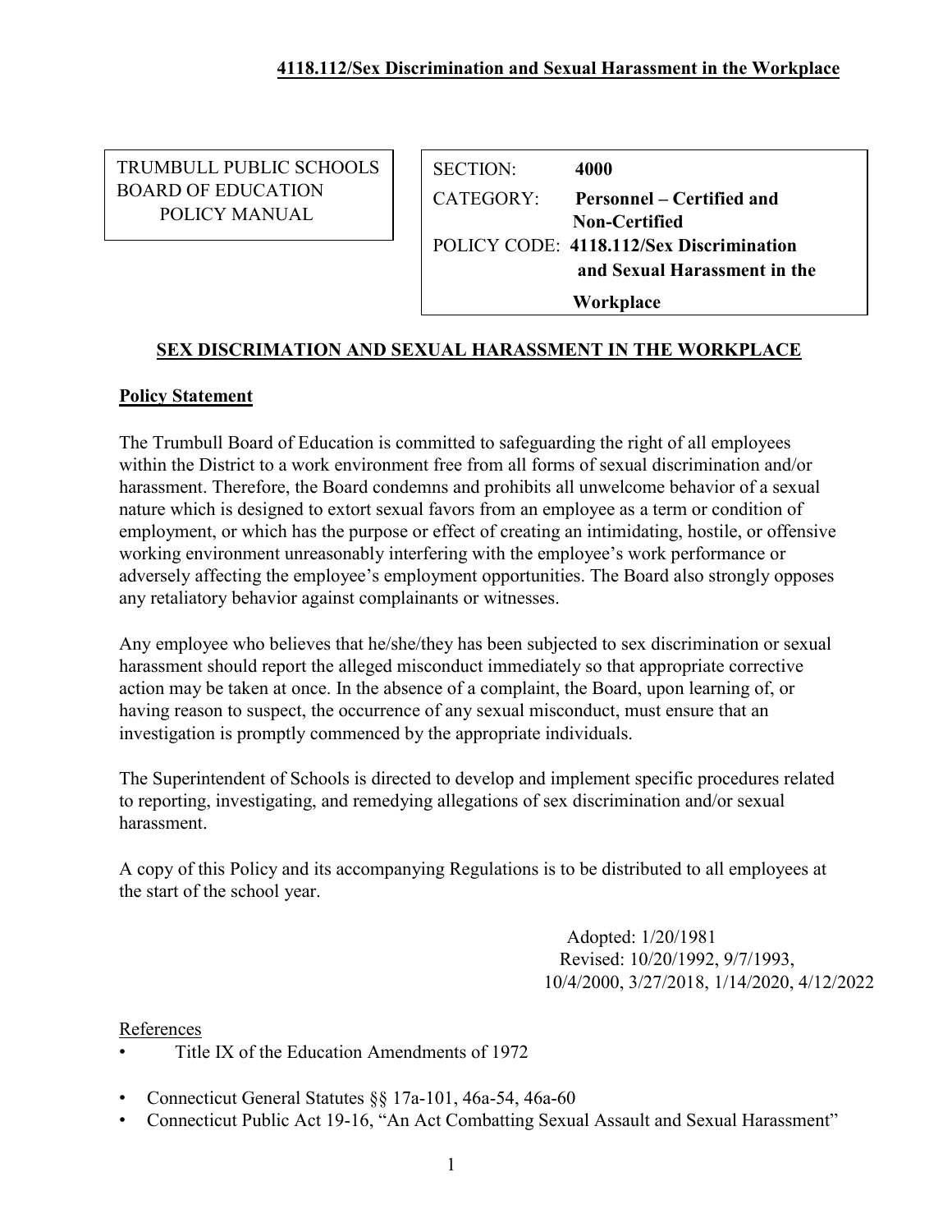**4118.112/Sex Discrimination and Sexual Harassment in the Workplace**

| TRUMBULL PUBLIC SCHOOLS BOARD OF EDUCATION POLICY MANUAL | SECTION: **4000** |
| --- | --- |
| | CATEGORY: **Personnel – Certified and Non-Certified** |
| | POLICY CODE: **4118.112/Sex Discrimination and Sexual Harassment in the Workplace** |

## SEX DISCRIMATION AND SEXUAL HARASSMENT IN THE WORKPLACE

### Policy Statement

The Trumbull Board of Education is committed to safeguarding the right of all employees within the District to a work environment free from all forms of sexual discrimination and/or harassment. Therefore, the Board condemns and prohibits all unwelcome behavior of a sexual nature which is designed to extort sexual favors from an employee as a term or condition of employment, or which has the purpose or effect of creating an intimidating, hostile, or offensive working environment unreasonably interfering with the employee's work performance or adversely affecting the employee's employment opportunities. The Board also strongly opposes any retaliatory behavior against complainants or witnesses.

Any employee who believes that he/she/they has been subjected to sex discrimination or sexual harassment should report the alleged misconduct immediately so that appropriate corrective action may be taken at once. In the absence of a complaint, the Board, upon learning of, or having reason to suspect, the occurrence of any sexual misconduct, must ensure that an investigation is promptly commenced by the appropriate individuals.

The Superintendent of Schools is directed to develop and implement specific procedures related to reporting, investigating, and remedying allegations of sex discrimination and/or sexual harassment.

A copy of this Policy and its accompanying Regulations is to be distributed to all employees at the start of the school year.

Adopted: 1/20/1981
Revised: 10/20/1992, 9/7/1993, 10/4/2000, 3/27/2018, 1/14/2020, 4/12/2022

References

- Title IX of the Education Amendments of 1972
- Connecticut General Statutes §§ 17a-101, 46a-54, 46a-60
- Connecticut Public Act 19-16, "An Act Combatting Sexual Assault and Sexual Harassment"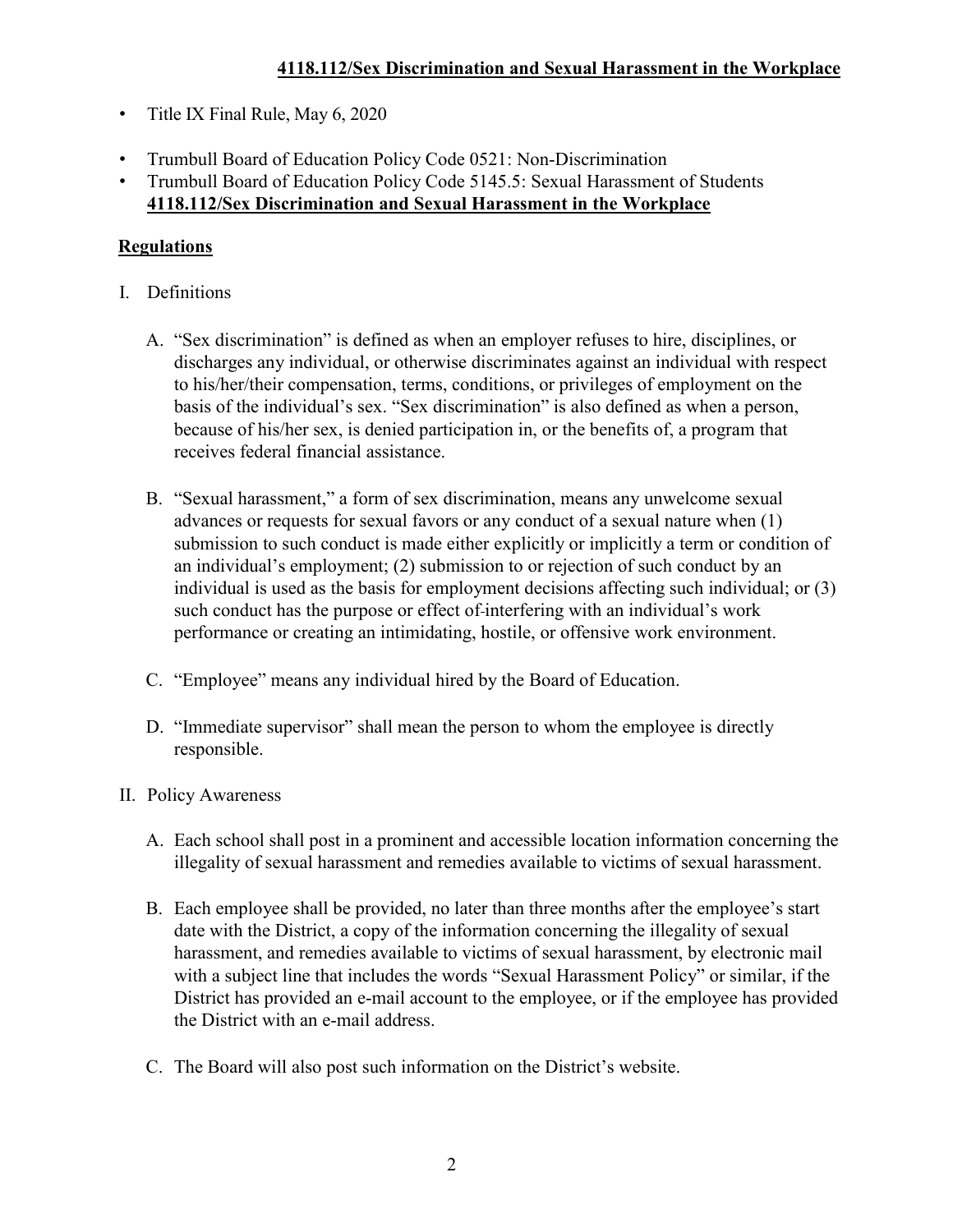- Title IX Final Rule, May 6, 2020
- Trumbull Board of Education Policy Code 0521: Non-Discrimination
- Trumbull Board of Education Policy Code 5145.5: Sexual Harassment of Students

**4118.112/Sex Discrimination and Sexual Harassment in the Workplace**

## Regulations

I. Definitions

   A. "Sex discrimination" is defined as when an employer refuses to hire, disciplines, or discharges any individual, or otherwise discriminates against an individual with respect to his/her/their compensation, terms, conditions, or privileges of employment on the basis of the individual's sex. "Sex discrimination" is also defined as when a person, because of his/her sex, is denied participation in, or the benefits of, a program that receives federal financial assistance.

   B. "Sexual harassment," a form of sex discrimination, means any unwelcome sexual advances or requests for sexual favors or any conduct of a sexual nature when (1) submission to such conduct is made either explicitly or implicitly a term or condition of an individual's employment; (2) submission to or rejection of such conduct by an individual is used as the basis for employment decisions affecting such individual; or (3) such conduct has the purpose or effect of interfering with an individual's work performance or creating an intimidating, hostile, or offensive work environment.

   C. "Employee" means any individual hired by the Board of Education.

   D. "Immediate supervisor" shall mean the person to whom the employee is directly responsible.

II. Policy Awareness

   A. Each school shall post in a prominent and accessible location information concerning the illegality of sexual harassment and remedies available to victims of sexual harassment.

   B. Each employee shall be provided, no later than three months after the employee's start date with the District, a copy of the information concerning the illegality of sexual harassment, and remedies available to victims of sexual harassment, by electronic mail with a subject line that includes the words "Sexual Harassment Policy" or similar, if the District has provided an e-mail account to the employee, or if the employee has provided the District with an e-mail address.

   C. The Board will also post such information on the District's website.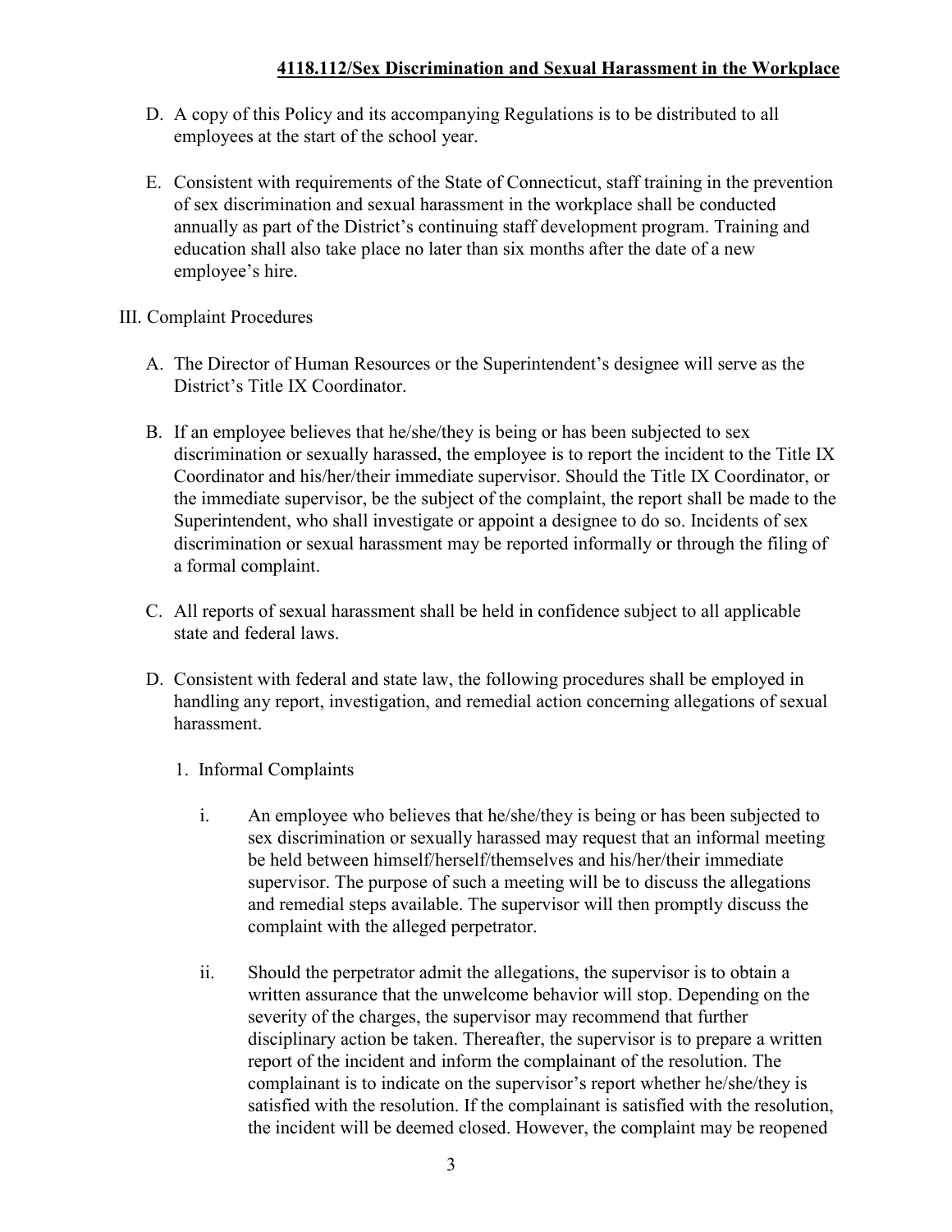D. A copy of this Policy and its accompanying Regulations is to be distributed to all employees at the start of the school year.

E. Consistent with requirements of the State of Connecticut, staff training in the prevention of sex discrimination and sexual harassment in the workplace shall be conducted annually as part of the District's continuing staff development program. Training and education shall also take place no later than six months after the date of a new employee's hire.

III. Complaint Procedures

A. The Director of Human Resources or the Superintendent's designee will serve as the District's Title IX Coordinator.

B. If an employee believes that he/she/they is being or has been subjected to sex discrimination or sexually harassed, the employee is to report the incident to the Title IX Coordinator and his/her/their immediate supervisor. Should the Title IX Coordinator, or the immediate supervisor, be the subject of the complaint, the report shall be made to the Superintendent, who shall investigate or appoint a designee to do so. Incidents of sex discrimination or sexual harassment may be reported informally or through the filing of a formal complaint.

C. All reports of sexual harassment shall be held in confidence subject to all applicable state and federal laws.

D. Consistent with federal and state law, the following procedures shall be employed in handling any report, investigation, and remedial action concerning allegations of sexual harassment.

1. Informal Complaints

i. An employee who believes that he/she/they is being or has been subjected to sex discrimination or sexually harassed may request that an informal meeting be held between himself/herself/themselves and his/her/their immediate supervisor. The purpose of such a meeting will be to discuss the allegations and remedial steps available. The supervisor will then promptly discuss the complaint with the alleged perpetrator.

ii. Should the perpetrator admit the allegations, the supervisor is to obtain a written assurance that the unwelcome behavior will stop. Depending on the severity of the charges, the supervisor may recommend that further disciplinary action be taken. Thereafter, the supervisor is to prepare a written report of the incident and inform the complainant of the resolution. The complainant is to indicate on the supervisor's report whether he/she/they is satisfied with the resolution. If the complainant is satisfied with the resolution, the incident will be deemed closed. However, the complaint may be reopened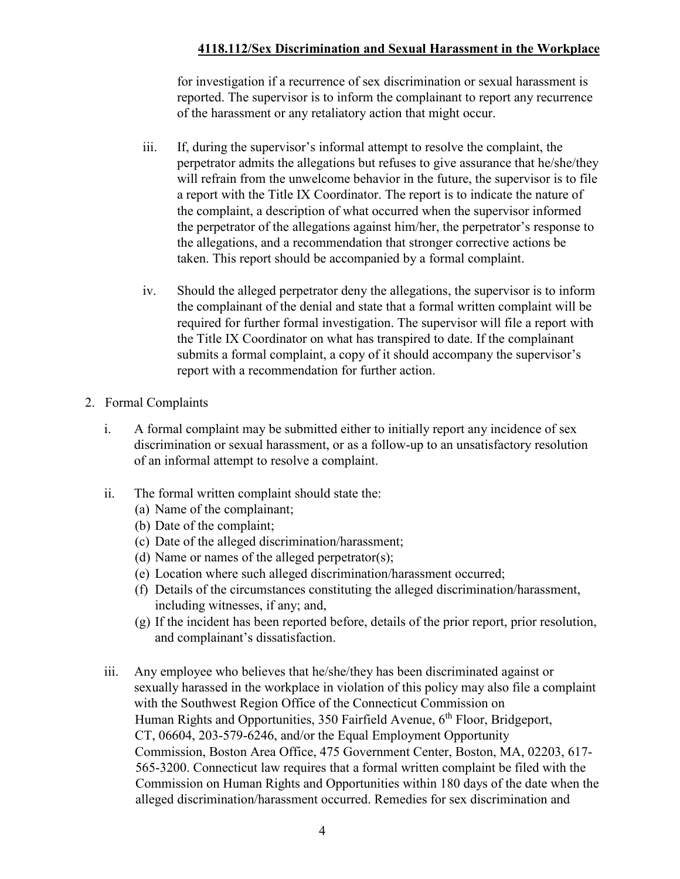for investigation if a recurrence of sex discrimination or sexual harassment is reported. The supervisor is to inform the complainant to report any recurrence of the harassment or any retaliatory action that might occur.

iii. If, during the supervisor's informal attempt to resolve the complaint, the perpetrator admits the allegations but refuses to give assurance that he/she/they will refrain from the unwelcome behavior in the future, the supervisor is to file a report with the Title IX Coordinator. The report is to indicate the nature of the complaint, a description of what occurred when the supervisor informed the perpetrator of the allegations against him/her, the perpetrator's response to the allegations, and a recommendation that stronger corrective actions be taken. This report should be accompanied by a formal complaint.

iv. Should the alleged perpetrator deny the allegations, the supervisor is to inform the complainant of the denial and state that a formal written complaint will be required for further formal investigation. The supervisor will file a report with the Title IX Coordinator on what has transpired to date. If the complainant submits a formal complaint, a copy of it should accompany the supervisor's report with a recommendation for further action.

2. Formal Complaints

i. A formal complaint may be submitted either to initially report any incidence of sex discrimination or sexual harassment, or as a follow-up to an unsatisfactory resolution of an informal attempt to resolve a complaint.

ii. The formal written complaint should state the:
   (a) Name of the complainant;
   (b) Date of the complaint;
   (c) Date of the alleged discrimination/harassment;
   (d) Name or names of the alleged perpetrator(s);
   (e) Location where such alleged discrimination/harassment occurred;
   (f) Details of the circumstances constituting the alleged discrimination/harassment, including witnesses, if any; and,
   (g) If the incident has been reported before, details of the prior report, prior resolution, and complainant's dissatisfaction.

iii. Any employee who believes that he/she/they has been discriminated against or sexually harassed in the workplace in violation of this policy may also file a complaint with the Southwest Region Office of the Connecticut Commission on Human Rights and Opportunities, 350 Fairfield Avenue, 6th Floor, Bridgeport, CT, 06604, 203-579-6246, and/or the Equal Employment Opportunity Commission, Boston Area Office, 475 Government Center, Boston, MA, 02203, 617-565-3200. Connecticut law requires that a formal written complaint be filed with the Commission on Human Rights and Opportunities within 180 days of the date when the alleged discrimination/harassment occurred. Remedies for sex discrimination and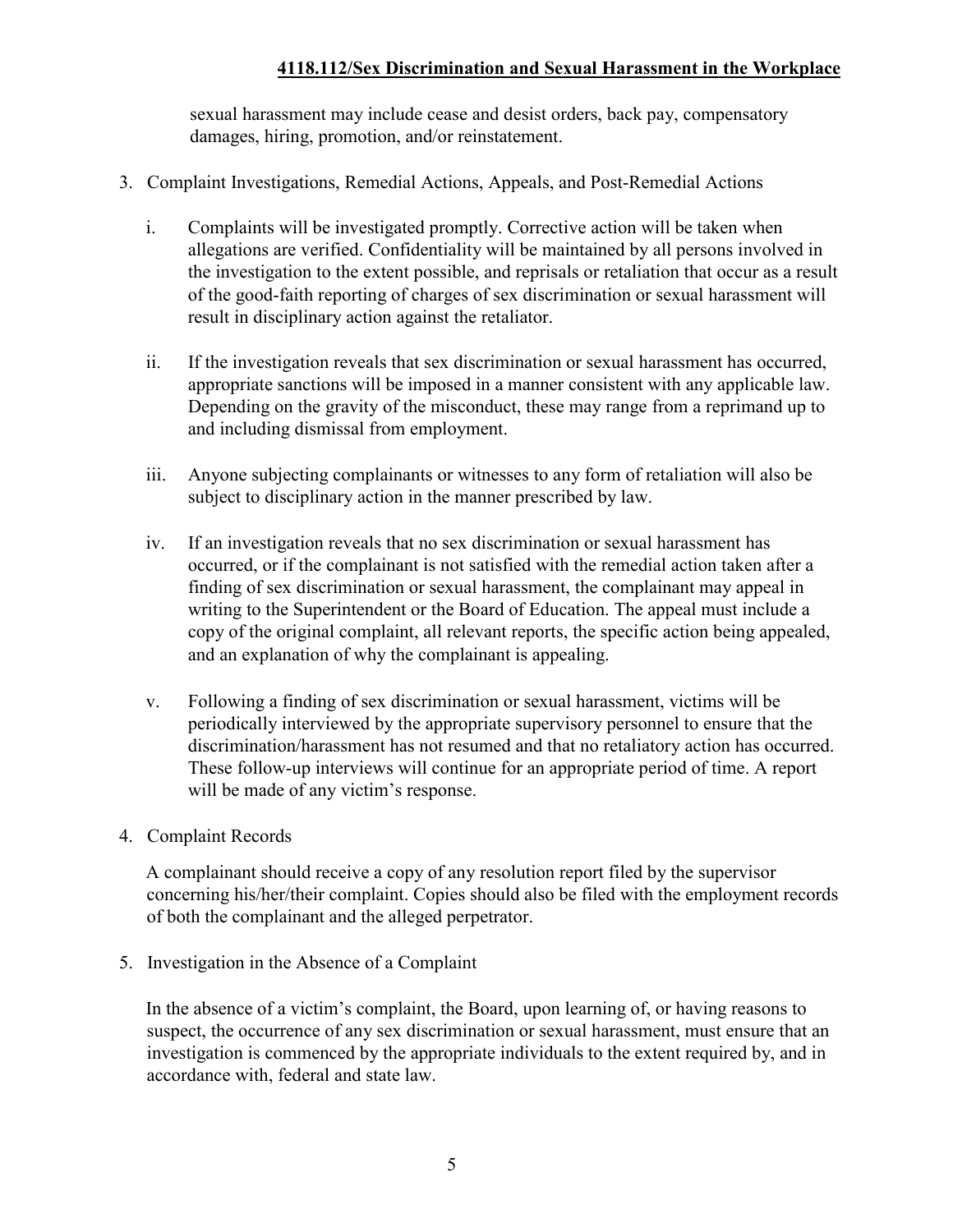sexual harassment may include cease and desist orders, back pay, compensatory damages, hiring, promotion, and/or reinstatement.

3. Complaint Investigations, Remedial Actions, Appeals, and Post-Remedial Actions

   i. Complaints will be investigated promptly. Corrective action will be taken when allegations are verified. Confidentiality will be maintained by all persons involved in the investigation to the extent possible, and reprisals or retaliation that occur as a result of the good-faith reporting of charges of sex discrimination or sexual harassment will result in disciplinary action against the retaliator.

   ii. If the investigation reveals that sex discrimination or sexual harassment has occurred, appropriate sanctions will be imposed in a manner consistent with any applicable law. Depending on the gravity of the misconduct, these may range from a reprimand up to and including dismissal from employment.

   iii. Anyone subjecting complainants or witnesses to any form of retaliation will also be subject to disciplinary action in the manner prescribed by law.

   iv. If an investigation reveals that no sex discrimination or sexual harassment has occurred, or if the complainant is not satisfied with the remedial action taken after a finding of sex discrimination or sexual harassment, the complainant may appeal in writing to the Superintendent or the Board of Education. The appeal must include a copy of the original complaint, all relevant reports, the specific action being appealed, and an explanation of why the complainant is appealing.

   v. Following a finding of sex discrimination or sexual harassment, victims will be periodically interviewed by the appropriate supervisory personnel to ensure that the discrimination/harassment has not resumed and that no retaliatory action has occurred. These follow-up interviews will continue for an appropriate period of time. A report will be made of any victim's response.

4. Complaint Records

   A complainant should receive a copy of any resolution report filed by the supervisor concerning his/her/their complaint. Copies should also be filed with the employment records of both the complainant and the alleged perpetrator.

5. Investigation in the Absence of a Complaint

   In the absence of a victim's complaint, the Board, upon learning of, or having reasons to suspect, the occurrence of any sex discrimination or sexual harassment, must ensure that an investigation is commenced by the appropriate individuals to the extent required by, and in accordance with, federal and state law.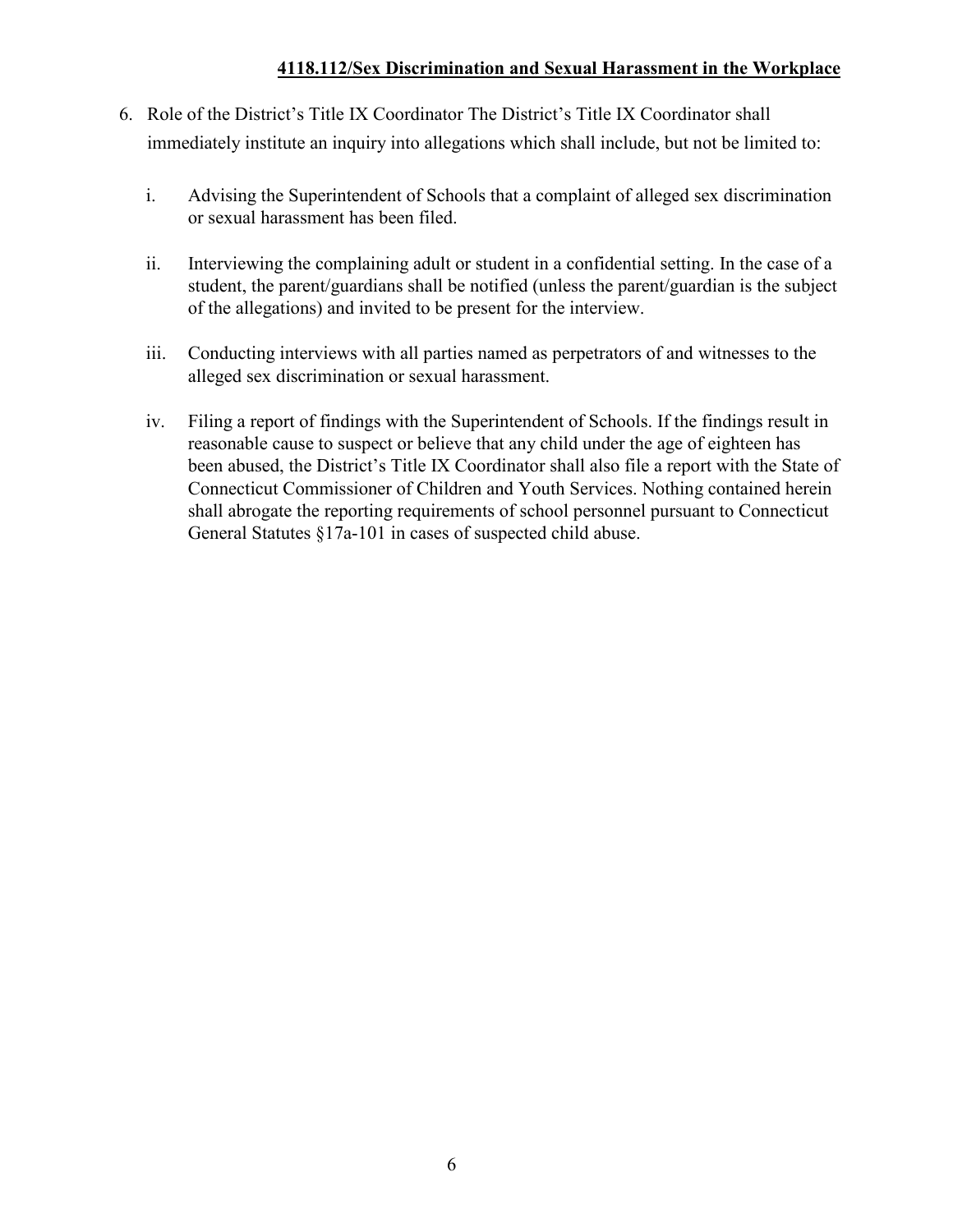6. Role of the District's Title IX Coordinator The District's Title IX Coordinator shall immediately institute an inquiry into allegations which shall include, but not be limited to:

   i. Advising the Superintendent of Schools that a complaint of alleged sex discrimination or sexual harassment has been filed.

   ii. Interviewing the complaining adult or student in a confidential setting. In the case of a student, the parent/guardians shall be notified (unless the parent/guardian is the subject of the allegations) and invited to be present for the interview.

   iii. Conducting interviews with all parties named as perpetrators of and witnesses to the alleged sex discrimination or sexual harassment.

   iv. Filing a report of findings with the Superintendent of Schools. If the findings result in reasonable cause to suspect or believe that any child under the age of eighteen has been abused, the District's Title IX Coordinator shall also file a report with the State of Connecticut Commissioner of Children and Youth Services. Nothing contained herein shall abrogate the reporting requirements of school personnel pursuant to Connecticut General Statutes §17a-101 in cases of suspected child abuse.